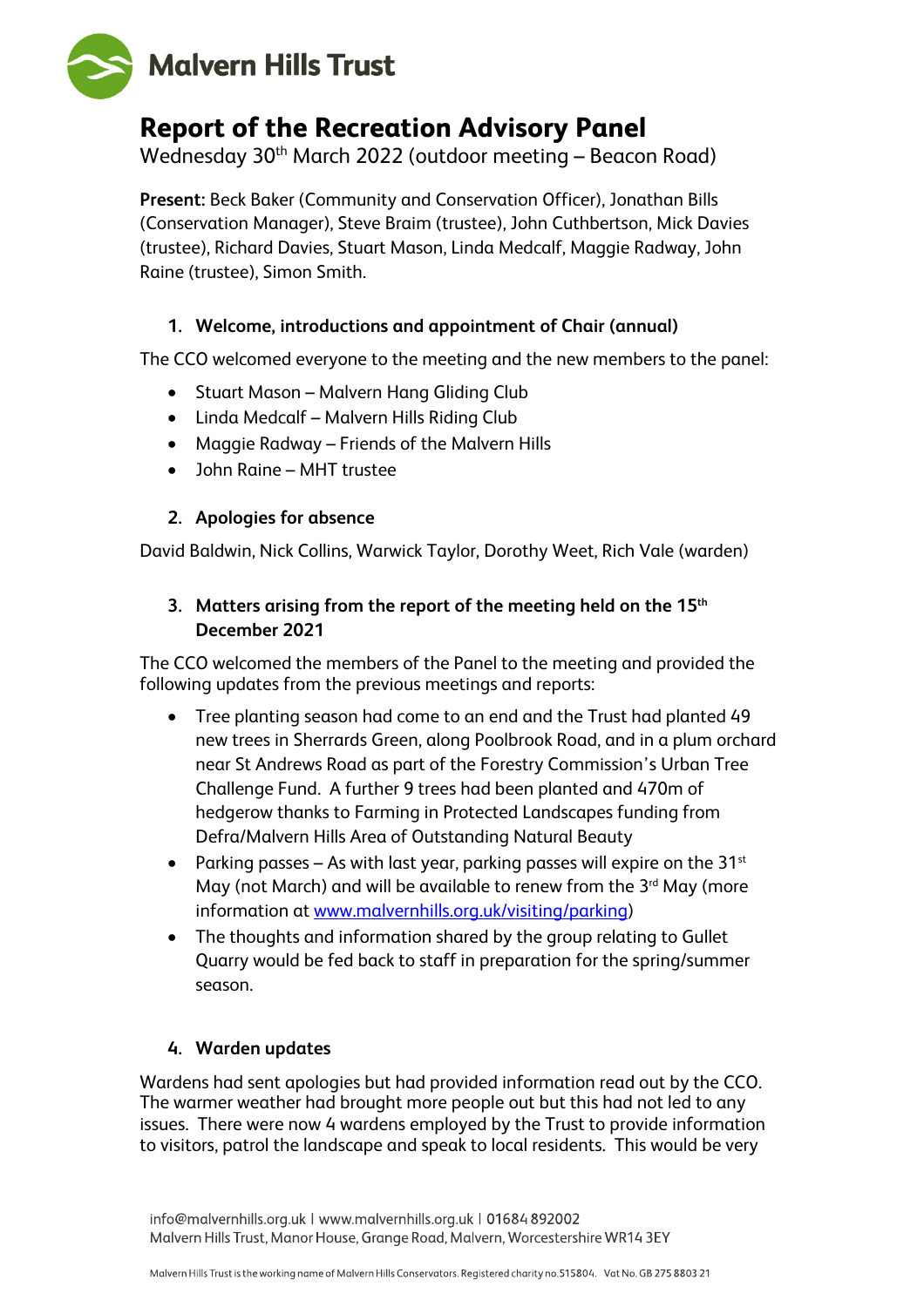Malvern Hills Trust

# Report of the Recreation Advisory Panel

Wednesday 30th March 2022 (outdoor meeting – Beacon Road)

**Present:** Beck Baker (Community and Conservation Officer), Jonathan Bills (Conservation Manager), Steve Braim (trustee), John Cuthbertson, Mick Davies (trustee), Richard Davies, Stuart Mason, Linda Medcalf, Maggie Radway, John Raine (trustee), Simon Smith.

## 1. Welcome, introductions and appointment of Chair (annual)

The CCO welcomed everyone to the meeting and the new members to the panel:

- Stuart Mason – Malvern Hang Gliding Club
- Linda Medcalf – Malvern Hills Riding Club
- Maggie Radway – Friends of the Malvern Hills
- John Raine – MHT trustee

## 2. Apologies for absence

David Baldwin, Nick Collins, Warwick Taylor, Dorothy Weet, Rich Vale (warden)

## 3. Matters arising from the report of the meeting held on the 15th December 2021

The CCO welcomed the members of the Panel to the meeting and provided the following updates from the previous meetings and reports:

- Tree planting season had come to an end and the Trust had planted 49 new trees in Sherrards Green, along Poolbrook Road, and in a plum orchard near St Andrews Road as part of the Forestry Commission's Urban Tree Challenge Fund. A further 9 trees had been planted and 470m of hedgerow thanks to Farming in Protected Landscapes funding from Defra/Malvern Hills Area of Outstanding Natural Beauty
- Parking passes – As with last year, parking passes will expire on the 31st May (not March) and will be available to renew from the 3rd May (more information at [www.malvernhills.org.uk/visiting/parking](www.malvernhills.org.uk/visiting/parking))
- The thoughts and information shared by the group relating to Gullet Quarry would be fed back to staff in preparation for the spring/summer season.

## 4. Warden updates

Wardens had sent apologies but had provided information read out by the CCO. The warmer weather had brought more people out but this had not led to any issues. There were now 4 wardens employed by the Trust to provide information to visitors, patrol the landscape and speak to local residents. This would be very

info@malvernhills.org.uk | www.malvernhills.org.uk | 01684 892002
Malvern Hills Trust, Manor House, Grange Road, Malvern, Worcestershire WR14 3EY

Malvern Hills Trust is the working name of Malvern Hills Conservators. Registered charity no.515804. Vat No. GB 275 8803 21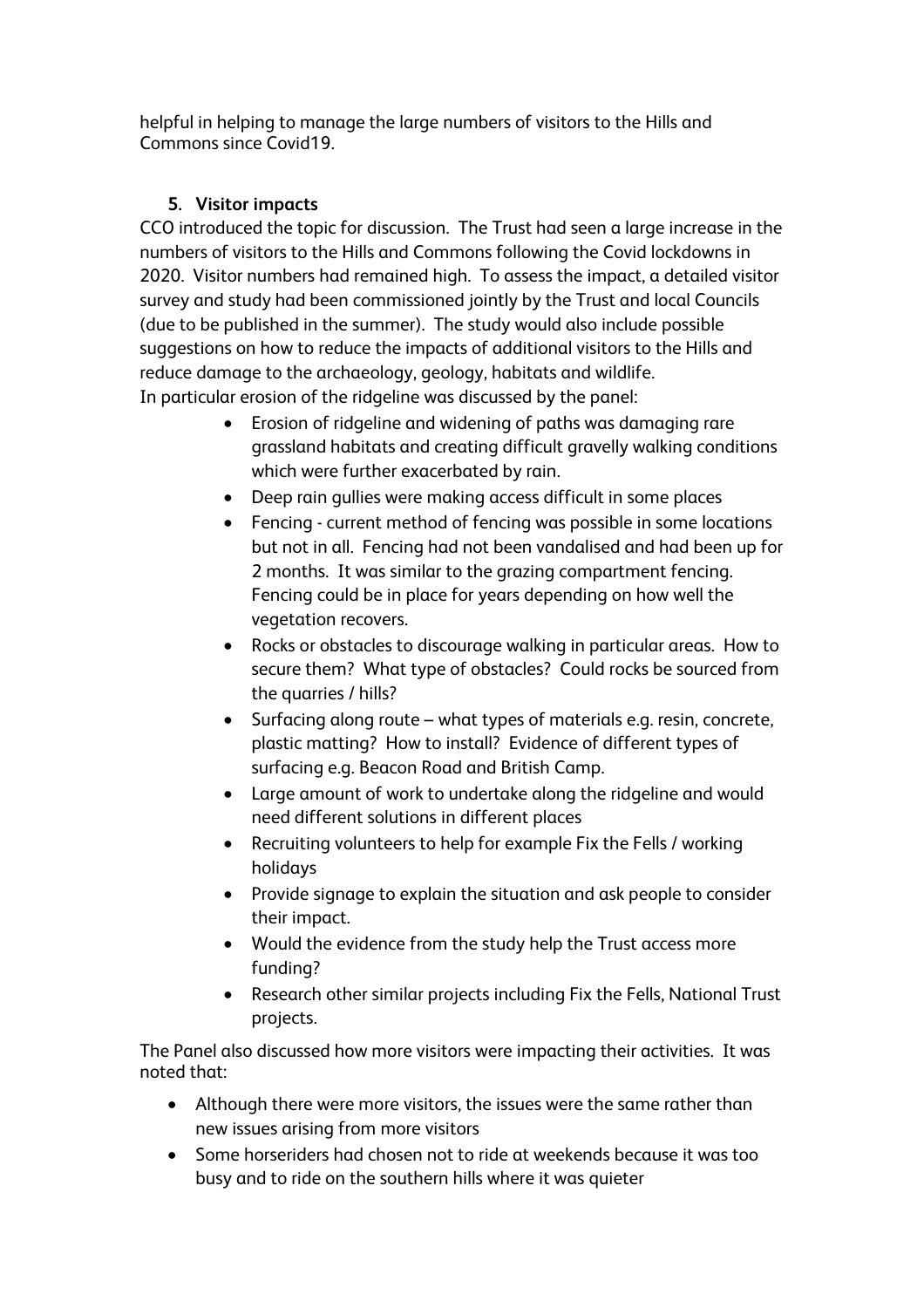helpful in helping to manage the large numbers of visitors to the Hills and Commons since Covid19.

## 5. Visitor impacts

CCO introduced the topic for discussion. The Trust had seen a large increase in the numbers of visitors to the Hills and Commons following the Covid lockdowns in 2020. Visitor numbers had remained high. To assess the impact, a detailed visitor survey and study had been commissioned jointly by the Trust and local Councils (due to be published in the summer). The study would also include possible suggestions on how to reduce the impacts of additional visitors to the Hills and reduce damage to the archaeology, geology, habitats and wildlife.
In particular erosion of the ridgeline was discussed by the panel:

- Erosion of ridgeline and widening of paths was damaging rare grassland habitats and creating difficult gravelly walking conditions which were further exacerbated by rain.
- Deep rain gullies were making access difficult in some places
- Fencing - current method of fencing was possible in some locations but not in all. Fencing had not been vandalised and had been up for 2 months. It was similar to the grazing compartment fencing. Fencing could be in place for years depending on how well the vegetation recovers.
- Rocks or obstacles to discourage walking in particular areas. How to secure them? What type of obstacles? Could rocks be sourced from the quarries / hills?
- Surfacing along route – what types of materials e.g. resin, concrete, plastic matting? How to install? Evidence of different types of surfacing e.g. Beacon Road and British Camp.
- Large amount of work to undertake along the ridgeline and would need different solutions in different places
- Recruiting volunteers to help for example Fix the Fells / working holidays
- Provide signage to explain the situation and ask people to consider their impact.
- Would the evidence from the study help the Trust access more funding?
- Research other similar projects including Fix the Fells, National Trust projects.

The Panel also discussed how more visitors were impacting their activities. It was noted that:

- Although there were more visitors, the issues were the same rather than new issues arising from more visitors
- Some horseriders had chosen not to ride at weekends because it was too busy and to ride on the southern hills where it was quieter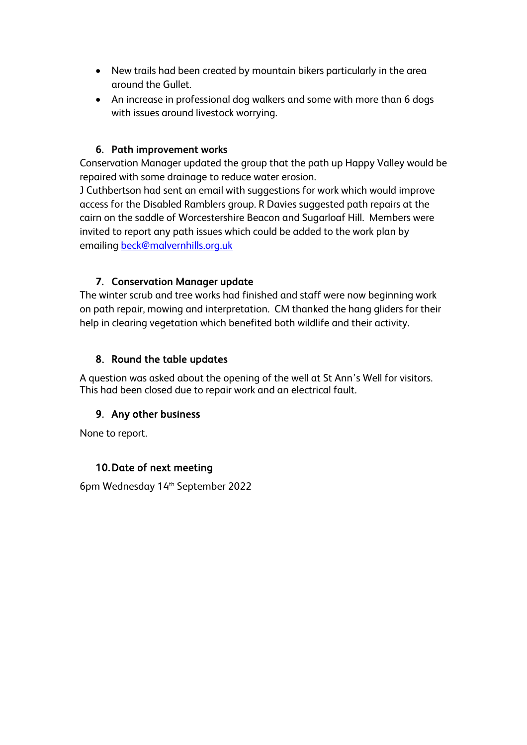- New trails had been created by mountain bikers particularly in the area around the Gullet.
- An increase in professional dog walkers and some with more than 6 dogs with issues around livestock worrying.

### 6. Path improvement works

Conservation Manager updated the group that the path up Happy Valley would be repaired with some drainage to reduce water erosion.
J Cuthbertson had sent an email with suggestions for work which would improve access for the Disabled Ramblers group. R Davies suggested path repairs at the cairn on the saddle of Worcestershire Beacon and Sugarloaf Hill. Members were invited to report any path issues which could be added to the work plan by emailing [beck@malvernhills.org.uk](mailto:beck@malvernhills.org.uk)

### 7. Conservation Manager update

The winter scrub and tree works had finished and staff were now beginning work on path repair, mowing and interpretation. CM thanked the hang gliders for their help in clearing vegetation which benefited both wildlife and their activity.

### 8. Round the table updates

A question was asked about the opening of the well at St Ann's Well for visitors. This had been closed due to repair work and an electrical fault.

### 9. Any other business

None to report.

### 10. Date of next meeting

6pm Wednesday 14th September 2022